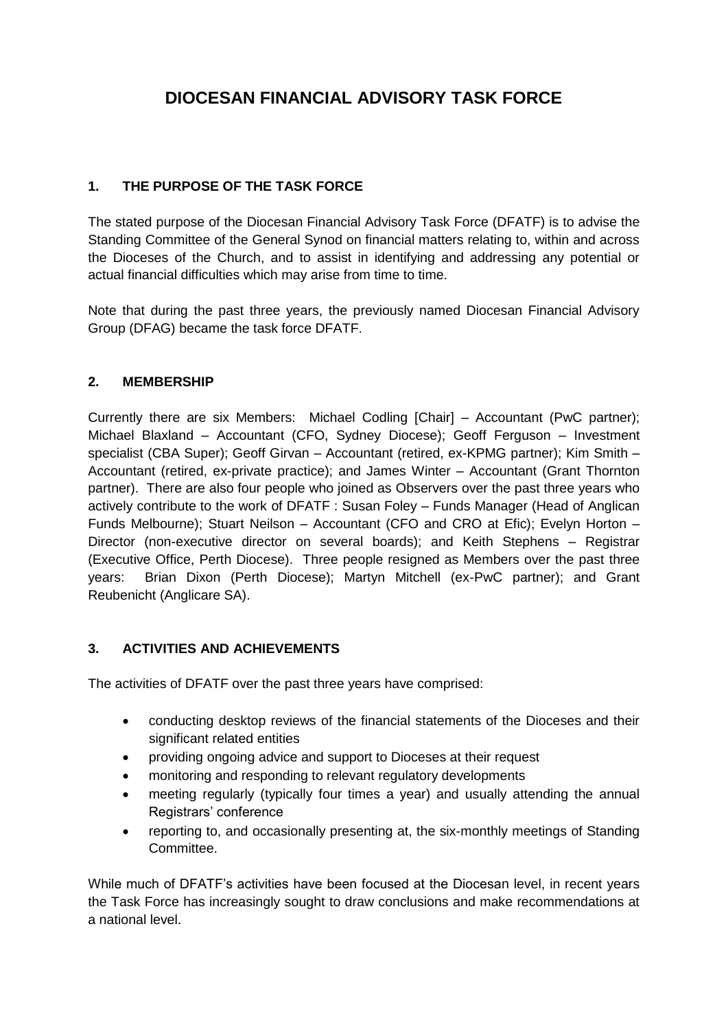# DIOCESAN FINANCIAL ADVISORY TASK FORCE

## 1. THE PURPOSE OF THE TASK FORCE

The stated purpose of the Diocesan Financial Advisory Task Force (DFATF) is to advise the Standing Committee of the General Synod on financial matters relating to, within and across the Dioceses of the Church, and to assist in identifying and addressing any potential or actual financial difficulties which may arise from time to time.

Note that during the past three years, the previously named Diocesan Financial Advisory Group (DFAG) became the task force DFATF.

## 2. MEMBERSHIP

Currently there are six Members: Michael Codling [Chair] – Accountant (PwC partner); Michael Blaxland – Accountant (CFO, Sydney Diocese); Geoff Ferguson – Investment specialist (CBA Super); Geoff Girvan – Accountant (retired, ex-KPMG partner); Kim Smith – Accountant (retired, ex-private practice); and James Winter – Accountant (Grant Thornton partner). There are also four people who joined as Observers over the past three years who actively contribute to the work of DFATF : Susan Foley – Funds Manager (Head of Anglican Funds Melbourne); Stuart Neilson – Accountant (CFO and CRO at Efic); Evelyn Horton – Director (non-executive director on several boards); and Keith Stephens – Registrar (Executive Office, Perth Diocese). Three people resigned as Members over the past three years: Brian Dixon (Perth Diocese); Martyn Mitchell (ex-PwC partner); and Grant Reubenicht (Anglicare SA).

## 3. ACTIVITIES AND ACHIEVEMENTS

The activities of DFATF over the past three years have comprised:

- conducting desktop reviews of the financial statements of the Dioceses and their significant related entities
- providing ongoing advice and support to Dioceses at their request
- monitoring and responding to relevant regulatory developments
- meeting regularly (typically four times a year) and usually attending the annual Registrars' conference
- reporting to, and occasionally presenting at, the six-monthly meetings of Standing Committee.

While much of DFATF's activities have been focused at the Diocesan level, in recent years the Task Force has increasingly sought to draw conclusions and make recommendations at a national level.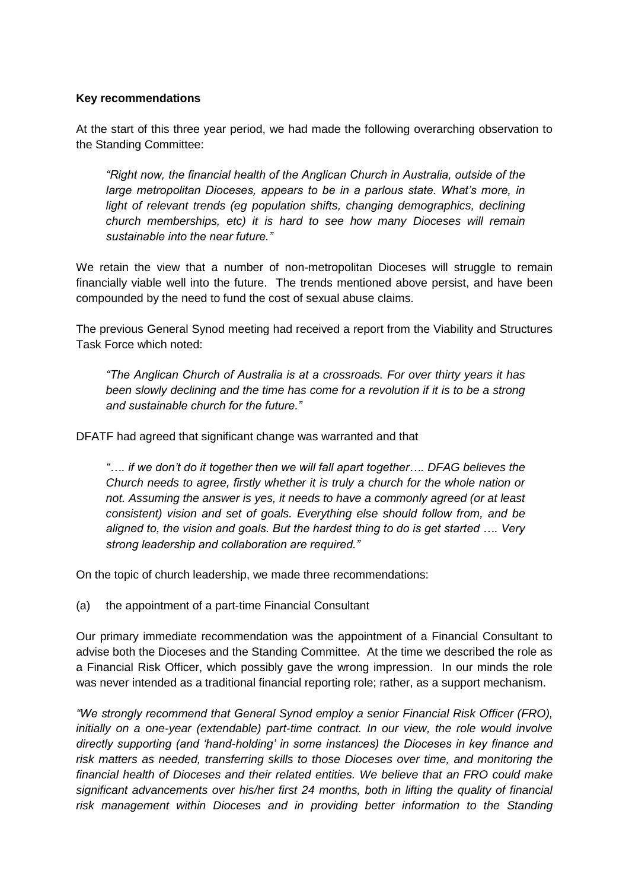**Key recommendations**

At the start of this three year period, we had made the following overarching observation to the Standing Committee:

> *"Right now, the financial health of the Anglican Church in Australia, outside of the large metropolitan Dioceses, appears to be in a parlous state. What's more, in light of relevant trends (eg population shifts, changing demographics, declining church memberships, etc) it is hard to see how many Dioceses will remain sustainable into the near future."*

We retain the view that a number of non-metropolitan Dioceses will struggle to remain financially viable well into the future. The trends mentioned above persist, and have been compounded by the need to fund the cost of sexual abuse claims.

The previous General Synod meeting had received a report from the Viability and Structures Task Force which noted:

> *"The Anglican Church of Australia is at a crossroads. For over thirty years it has been slowly declining and the time has come for a revolution if it is to be a strong and sustainable church for the future."*

DFATF had agreed that significant change was warranted and that

> *"…. if we don't do it together then we will fall apart together…. DFAG believes the Church needs to agree, firstly whether it is truly a church for the whole nation or not. Assuming the answer is yes, it needs to have a commonly agreed (or at least consistent) vision and set of goals. Everything else should follow from, and be aligned to, the vision and goals. But the hardest thing to do is get started …. Very strong leadership and collaboration are required."*

On the topic of church leadership, we made three recommendations:

(a) the appointment of a part-time Financial Consultant

Our primary immediate recommendation was the appointment of a Financial Consultant to advise both the Dioceses and the Standing Committee. At the time we described the role as a Financial Risk Officer, which possibly gave the wrong impression. In our minds the role was never intended as a traditional financial reporting role; rather, as a support mechanism.

*"We strongly recommend that General Synod employ a senior Financial Risk Officer (FRO), initially on a one-year (extendable) part-time contract. In our view, the role would involve directly supporting (and 'hand-holding' in some instances) the Dioceses in key finance and risk matters as needed, transferring skills to those Dioceses over time, and monitoring the financial health of Dioceses and their related entities. We believe that an FRO could make significant advancements over his/her first 24 months, both in lifting the quality of financial risk management within Dioceses and in providing better information to the Standing*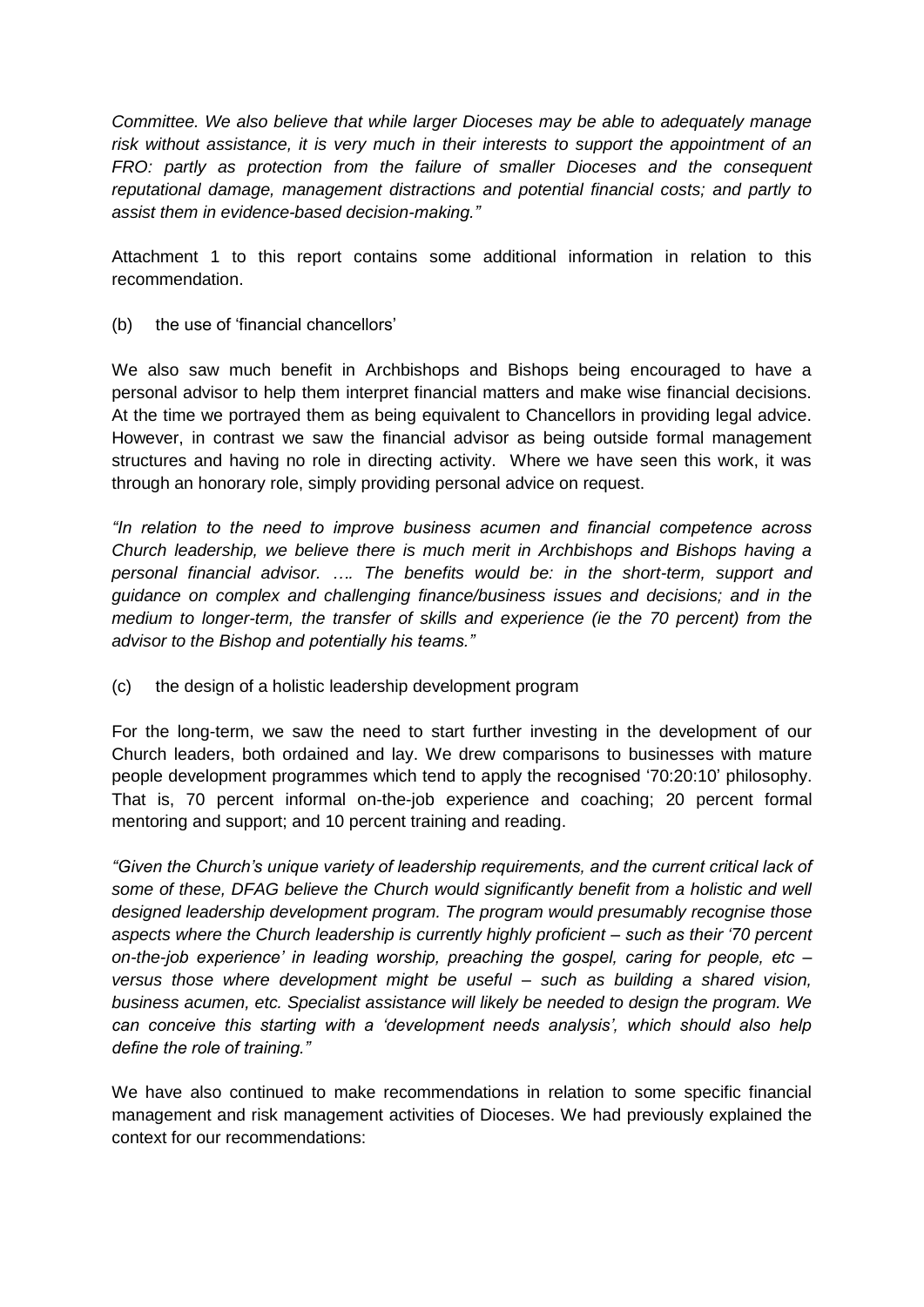*Committee. We also believe that while larger Dioceses may be able to adequately manage risk without assistance, it is very much in their interests to support the appointment of an FRO: partly as protection from the failure of smaller Dioceses and the consequent reputational damage, management distractions and potential financial costs; and partly to assist them in evidence-based decision-making."*

Attachment 1 to this report contains some additional information in relation to this recommendation.

(b) the use of 'financial chancellors'

We also saw much benefit in Archbishops and Bishops being encouraged to have a personal advisor to help them interpret financial matters and make wise financial decisions. At the time we portrayed them as being equivalent to Chancellors in providing legal advice. However, in contrast we saw the financial advisor as being outside formal management structures and having no role in directing activity. Where we have seen this work, it was through an honorary role, simply providing personal advice on request.

*"In relation to the need to improve business acumen and financial competence across Church leadership, we believe there is much merit in Archbishops and Bishops having a personal financial advisor. …. The benefits would be: in the short-term, support and guidance on complex and challenging finance/business issues and decisions; and in the medium to longer-term, the transfer of skills and experience (ie the 70 percent) from the advisor to the Bishop and potentially his teams."*

(c) the design of a holistic leadership development program

For the long-term, we saw the need to start further investing in the development of our Church leaders, both ordained and lay. We drew comparisons to businesses with mature people development programmes which tend to apply the recognised '70:20:10' philosophy. That is, 70 percent informal on-the-job experience and coaching; 20 percent formal mentoring and support; and 10 percent training and reading.

*"Given the Church's unique variety of leadership requirements, and the current critical lack of some of these, DFAG believe the Church would significantly benefit from a holistic and well designed leadership development program. The program would presumably recognise those aspects where the Church leadership is currently highly proficient – such as their '70 percent on-the-job experience' in leading worship, preaching the gospel, caring for people, etc – versus those where development might be useful – such as building a shared vision, business acumen, etc. Specialist assistance will likely be needed to design the program. We can conceive this starting with a 'development needs analysis', which should also help define the role of training."*

We have also continued to make recommendations in relation to some specific financial management and risk management activities of Dioceses. We had previously explained the context for our recommendations: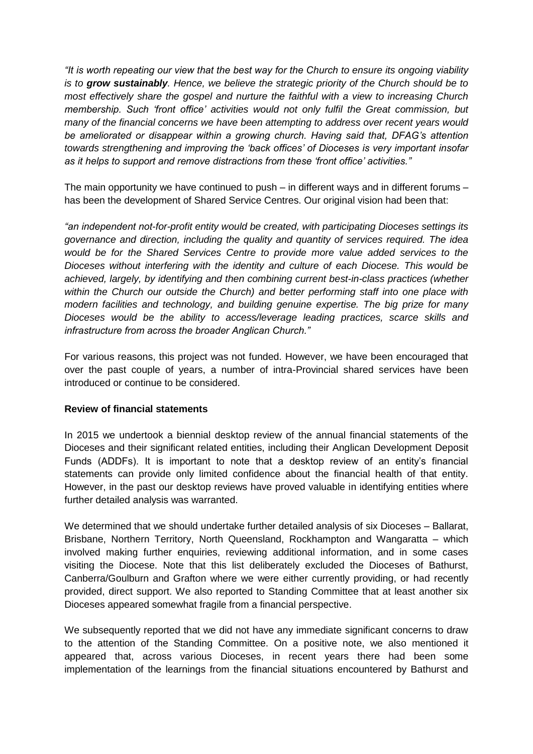*"It is worth repeating our view that the best way for the Church to ensure its ongoing viability is to **grow sustainably**. Hence, we believe the strategic priority of the Church should be to most effectively share the gospel and nurture the faithful with a view to increasing Church membership. Such 'front office' activities would not only fulfil the Great commission, but many of the financial concerns we have been attempting to address over recent years would be ameliorated or disappear within a growing church. Having said that, DFAG's attention towards strengthening and improving the 'back offices' of Dioceses is very important insofar as it helps to support and remove distractions from these 'front office' activities."*

The main opportunity we have continued to push – in different ways and in different forums – has been the development of Shared Service Centres. Our original vision had been that:

*"an independent not-for-profit entity would be created, with participating Dioceses settings its governance and direction, including the quality and quantity of services required. The idea would be for the Shared Services Centre to provide more value added services to the Dioceses without interfering with the identity and culture of each Diocese. This would be achieved, largely, by identifying and then combining current best-in-class practices (whether within the Church our outside the Church) and better performing staff into one place with modern facilities and technology, and building genuine expertise. The big prize for many Dioceses would be the ability to access/leverage leading practices, scarce skills and infrastructure from across the broader Anglican Church."*

For various reasons, this project was not funded. However, we have been encouraged that over the past couple of years, a number of intra-Provincial shared services have been introduced or continue to be considered.

**Review of financial statements**

In 2015 we undertook a biennial desktop review of the annual financial statements of the Dioceses and their significant related entities, including their Anglican Development Deposit Funds (ADDFs). It is important to note that a desktop review of an entity's financial statements can provide only limited confidence about the financial health of that entity. However, in the past our desktop reviews have proved valuable in identifying entities where further detailed analysis was warranted.

We determined that we should undertake further detailed analysis of six Dioceses – Ballarat, Brisbane, Northern Territory, North Queensland, Rockhampton and Wangaratta – which involved making further enquiries, reviewing additional information, and in some cases visiting the Diocese. Note that this list deliberately excluded the Dioceses of Bathurst, Canberra/Goulburn and Grafton where we were either currently providing, or had recently provided, direct support. We also reported to Standing Committee that at least another six Dioceses appeared somewhat fragile from a financial perspective.

We subsequently reported that we did not have any immediate significant concerns to draw to the attention of the Standing Committee. On a positive note, we also mentioned it appeared that, across various Dioceses, in recent years there had been some implementation of the learnings from the financial situations encountered by Bathurst and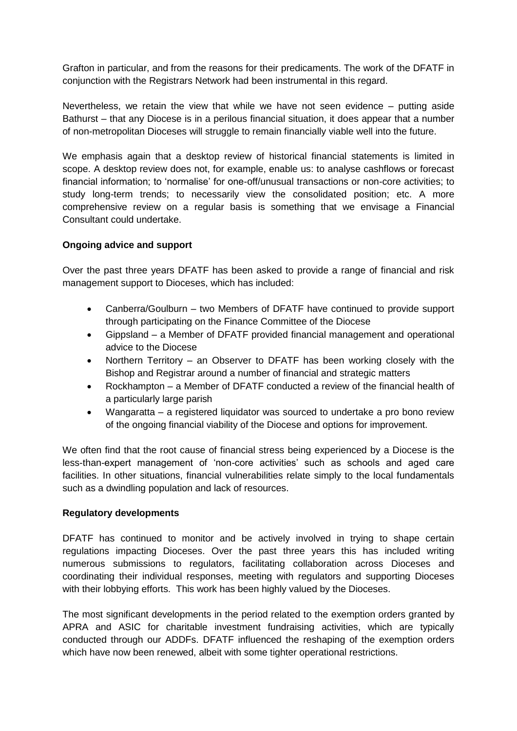Grafton in particular, and from the reasons for their predicaments. The work of the DFATF in conjunction with the Registrars Network had been instrumental in this regard.

Nevertheless, we retain the view that while we have not seen evidence – putting aside Bathurst – that any Diocese is in a perilous financial situation, it does appear that a number of non-metropolitan Dioceses will struggle to remain financially viable well into the future.

We emphasis again that a desktop review of historical financial statements is limited in scope. A desktop review does not, for example, enable us: to analyse cashflows or forecast financial information; to 'normalise' for one-off/unusual transactions or non-core activities; to study long-term trends; to necessarily view the consolidated position; etc. A more comprehensive review on a regular basis is something that we envisage a Financial Consultant could undertake.

**Ongoing advice and support**

Over the past three years DFATF has been asked to provide a range of financial and risk management support to Dioceses, which has included:

- Canberra/Goulburn – two Members of DFATF have continued to provide support through participating on the Finance Committee of the Diocese
- Gippsland – a Member of DFATF provided financial management and operational advice to the Diocese
- Northern Territory – an Observer to DFATF has been working closely with the Bishop and Registrar around a number of financial and strategic matters
- Rockhampton – a Member of DFATF conducted a review of the financial health of a particularly large parish
- Wangaratta – a registered liquidator was sourced to undertake a pro bono review of the ongoing financial viability of the Diocese and options for improvement.

We often find that the root cause of financial stress being experienced by a Diocese is the less-than-expert management of 'non-core activities' such as schools and aged care facilities. In other situations, financial vulnerabilities relate simply to the local fundamentals such as a dwindling population and lack of resources.

**Regulatory developments**

DFATF has continued to monitor and be actively involved in trying to shape certain regulations impacting Dioceses. Over the past three years this has included writing numerous submissions to regulators, facilitating collaboration across Dioceses and coordinating their individual responses, meeting with regulators and supporting Dioceses with their lobbying efforts. This work has been highly valued by the Dioceses.

The most significant developments in the period related to the exemption orders granted by APRA and ASIC for charitable investment fundraising activities, which are typically conducted through our ADDFs. DFATF influenced the reshaping of the exemption orders which have now been renewed, albeit with some tighter operational restrictions.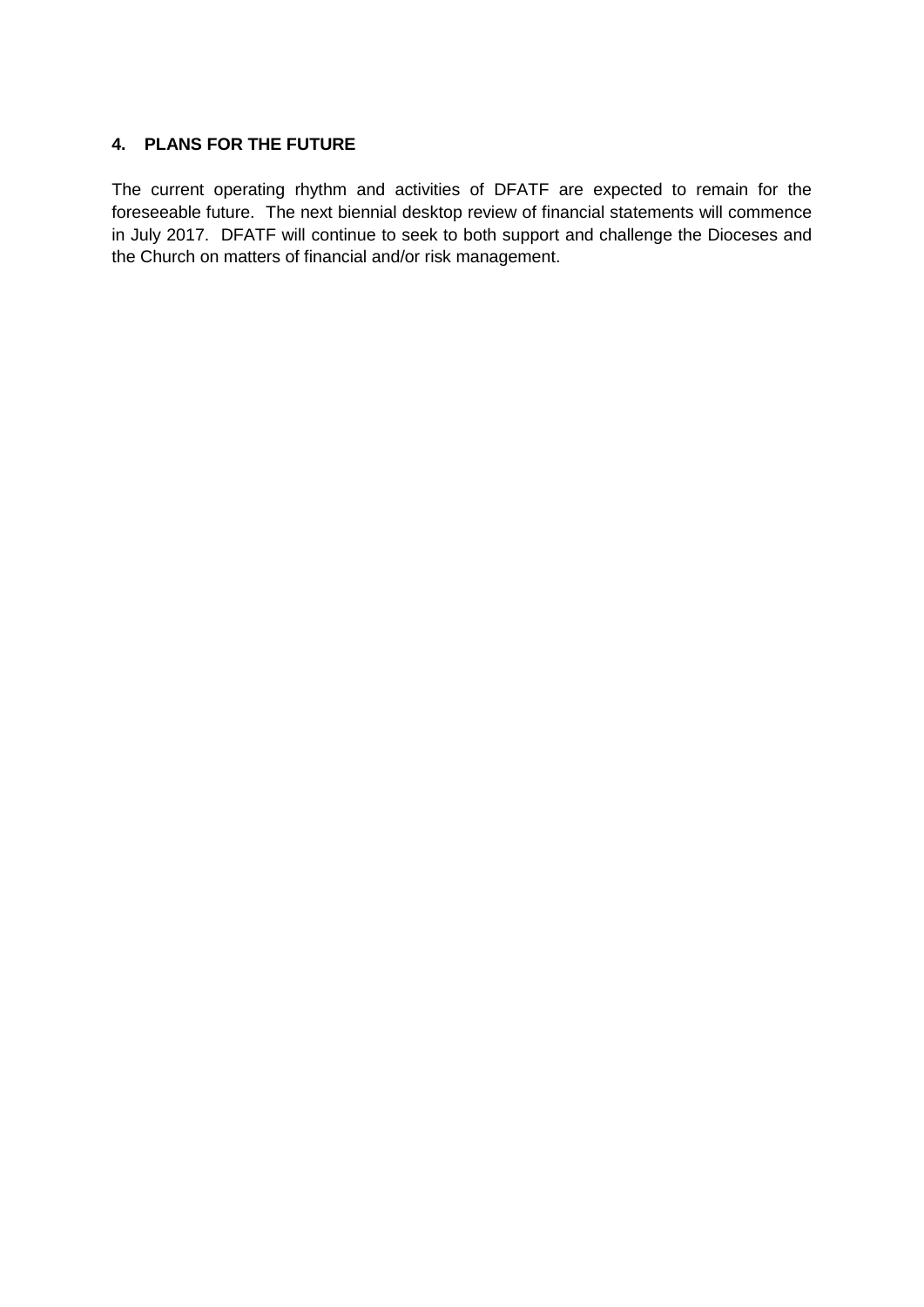## 4. PLANS FOR THE FUTURE

The current operating rhythm and activities of DFATF are expected to remain for the foreseeable future. The next biennial desktop review of financial statements will commence in July 2017. DFATF will continue to seek to both support and challenge the Dioceses and the Church on matters of financial and/or risk management.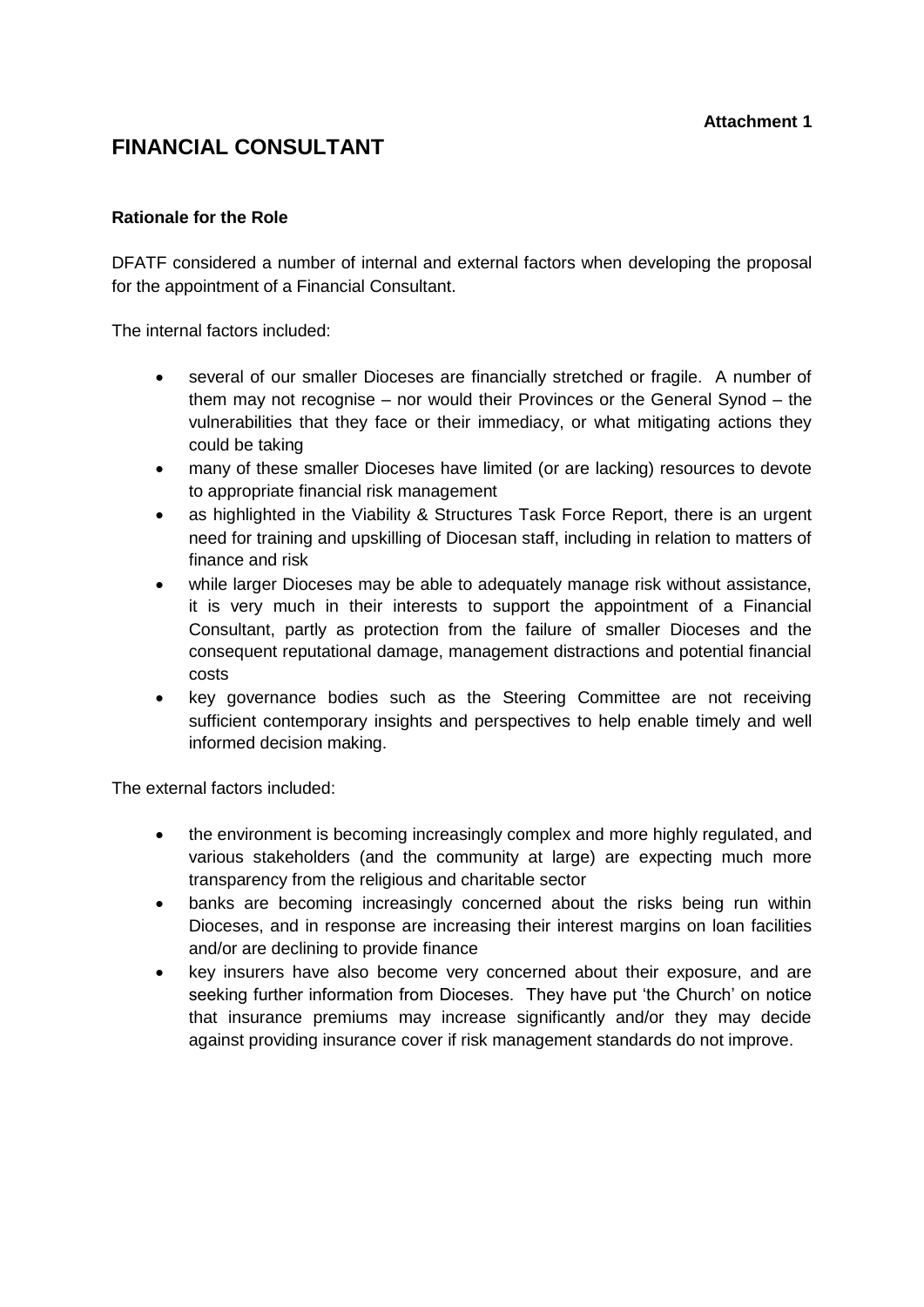**Attachment 1**

# FINANCIAL CONSULTANT

**Rationale for the Role**

DFATF considered a number of internal and external factors when developing the proposal for the appointment of a Financial Consultant.

The internal factors included:

- several of our smaller Dioceses are financially stretched or fragile. A number of them may not recognise – nor would their Provinces or the General Synod – the vulnerabilities that they face or their immediacy, or what mitigating actions they could be taking
- many of these smaller Dioceses have limited (or are lacking) resources to devote to appropriate financial risk management
- as highlighted in the Viability & Structures Task Force Report, there is an urgent need for training and upskilling of Diocesan staff, including in relation to matters of finance and risk
- while larger Dioceses may be able to adequately manage risk without assistance, it is very much in their interests to support the appointment of a Financial Consultant, partly as protection from the failure of smaller Dioceses and the consequent reputational damage, management distractions and potential financial costs
- key governance bodies such as the Steering Committee are not receiving sufficient contemporary insights and perspectives to help enable timely and well informed decision making.

The external factors included:

- the environment is becoming increasingly complex and more highly regulated, and various stakeholders (and the community at large) are expecting much more transparency from the religious and charitable sector
- banks are becoming increasingly concerned about the risks being run within Dioceses, and in response are increasing their interest margins on loan facilities and/or are declining to provide finance
- key insurers have also become very concerned about their exposure, and are seeking further information from Dioceses. They have put 'the Church' on notice that insurance premiums may increase significantly and/or they may decide against providing insurance cover if risk management standards do not improve.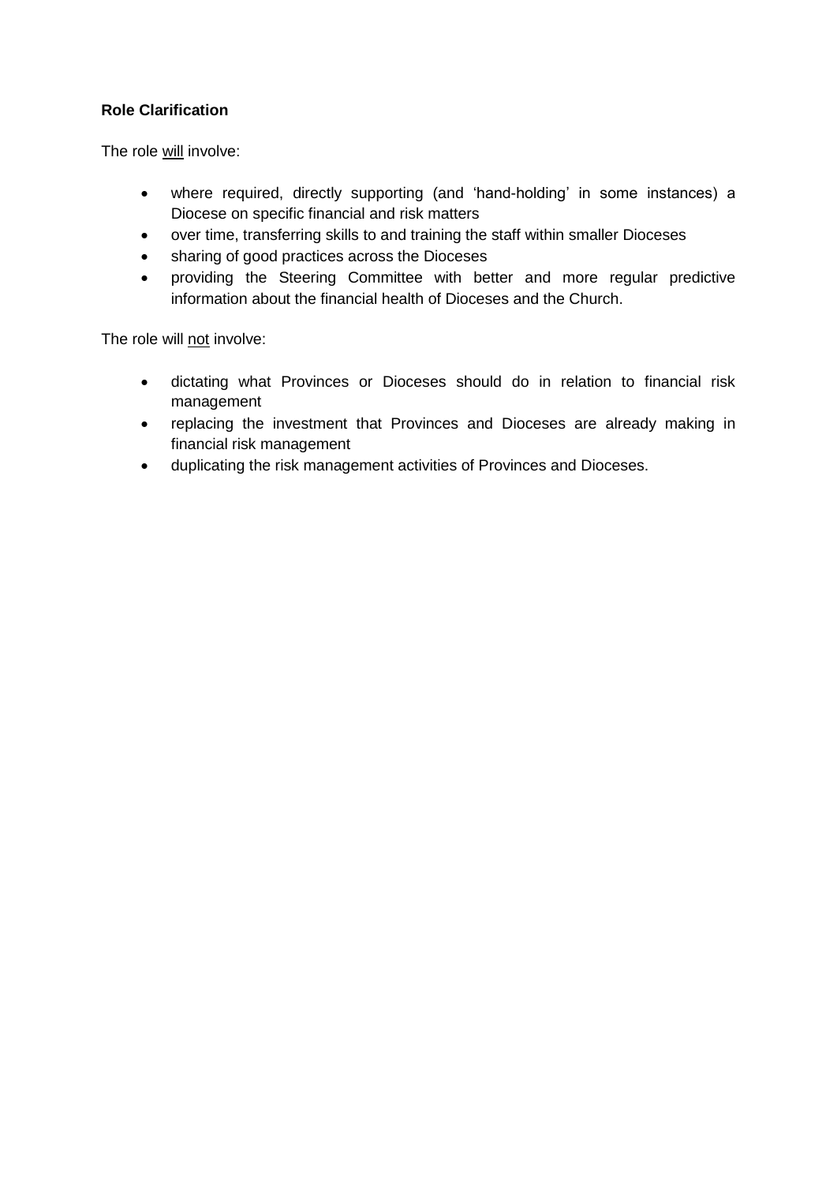**Role Clarification**

The role <u>will</u> involve:

- where required, directly supporting (and 'hand-holding' in some instances) a Diocese on specific financial and risk matters
- over time, transferring skills to and training the staff within smaller Dioceses
- sharing of good practices across the Dioceses
- providing the Steering Committee with better and more regular predictive information about the financial health of Dioceses and the Church.

The role will <u>not</u> involve:

- dictating what Provinces or Dioceses should do in relation to financial risk management
- replacing the investment that Provinces and Dioceses are already making in financial risk management
- duplicating the risk management activities of Provinces and Dioceses.